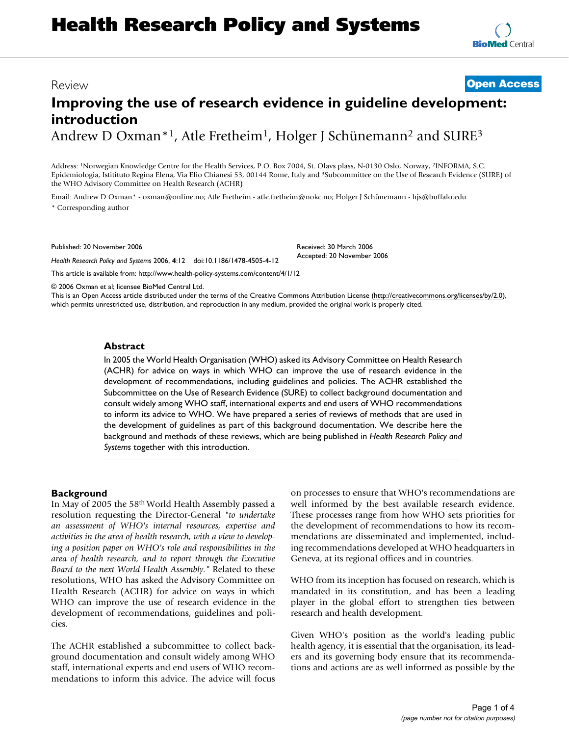Review

**Open Access**

# Improving the use of research evidence in guideline development: introduction

Andrew D Oxman*[1], Atle Fretheim[1], Holger J Schünemann[2] and SURE[3]

Address: [1]Norwegian Knowledge Centre for the Health Services, P.O. Box 7004, St. Olavs plass, N-0130 Oslo, Norway, [2]INFORMA, S.C. Epidemiologia, Istitituto Regina Elena, Via Elio Chianesi 53, 00144 Rome, Italy and [3]Subcommittee on the Use of Research Evidence (SURE) of the WHO Advisory Committee on Health Research (ACHR)

Email: Andrew D Oxman* - oxman@online.no; Atle Fretheim - atle.fretheim@nokc.no; Holger J Schünemann - hjs@buffalo.edu

* Corresponding author

Published: 20 November 2006

Received: 30 March 2006

Accepted: 20 November 2006

*Health Research Policy and Systems* 2006, **4**:12 doi:10.1186/1478-4505-4-12

This article is available from: http://www.health-policy-systems.com/content/4/1/12

© 2006 Oxman et al; licensee BioMed Central Ltd.

This is an Open Access article distributed under the terms of the Creative Commons Attribution License (http://creativecommons.org/licenses/by/2.0), which permits unrestricted use, distribution, and reproduction in any medium, provided the original work is properly cited.

## Abstract

In 2005 the World Health Organisation (WHO) asked its Advisory Committee on Health Research (ACHR) for advice on ways in which WHO can improve the use of research evidence in the development of recommendations, including guidelines and policies. The ACHR established the Subcommittee on the Use of Research Evidence (SURE) to collect background documentation and consult widely among WHO staff, international experts and end users of WHO recommendations to inform its advice to WHO. We have prepared a series of reviews of methods that are used in the development of guidelines as part of this background documentation. We describe here the background and methods of these reviews, which are being published in *Health Research Policy and Systems* together with this introduction.

## Background

In May of 2005 the 58[th] World Health Assembly passed a resolution requesting the Director-General "*to undertake an assessment of WHO's internal resources, expertise and activities in the area of health research, with a view to developing a position paper on WHO's role and responsibilities in the area of health research, and to report through the Executive Board to the next World Health Assembly.*" Related to these resolutions, WHO has asked the Advisory Committee on Health Research (ACHR) for advice on ways in which WHO can improve the use of research evidence in the development of recommendations, guidelines and policies.

The ACHR established a subcommittee to collect background documentation and consult widely among WHO staff, international experts and end users of WHO recommendations to inform this advice. The advice will focus on processes to ensure that WHO's recommendations are well informed by the best available research evidence. These processes range from how WHO sets priorities for the development of recommendations to how its recommendations are disseminated and implemented, including recommendations developed at WHO headquarters in Geneva, at its regional offices and in countries.

WHO from its inception has focused on research, which is mandated in its constitution, and has been a leading player in the global effort to strengthen ties between research and health development.

Given WHO's position as the world's leading public health agency, it is essential that the organisation, its leaders and its governing body ensure that its recommendations and actions are as well informed as possible by the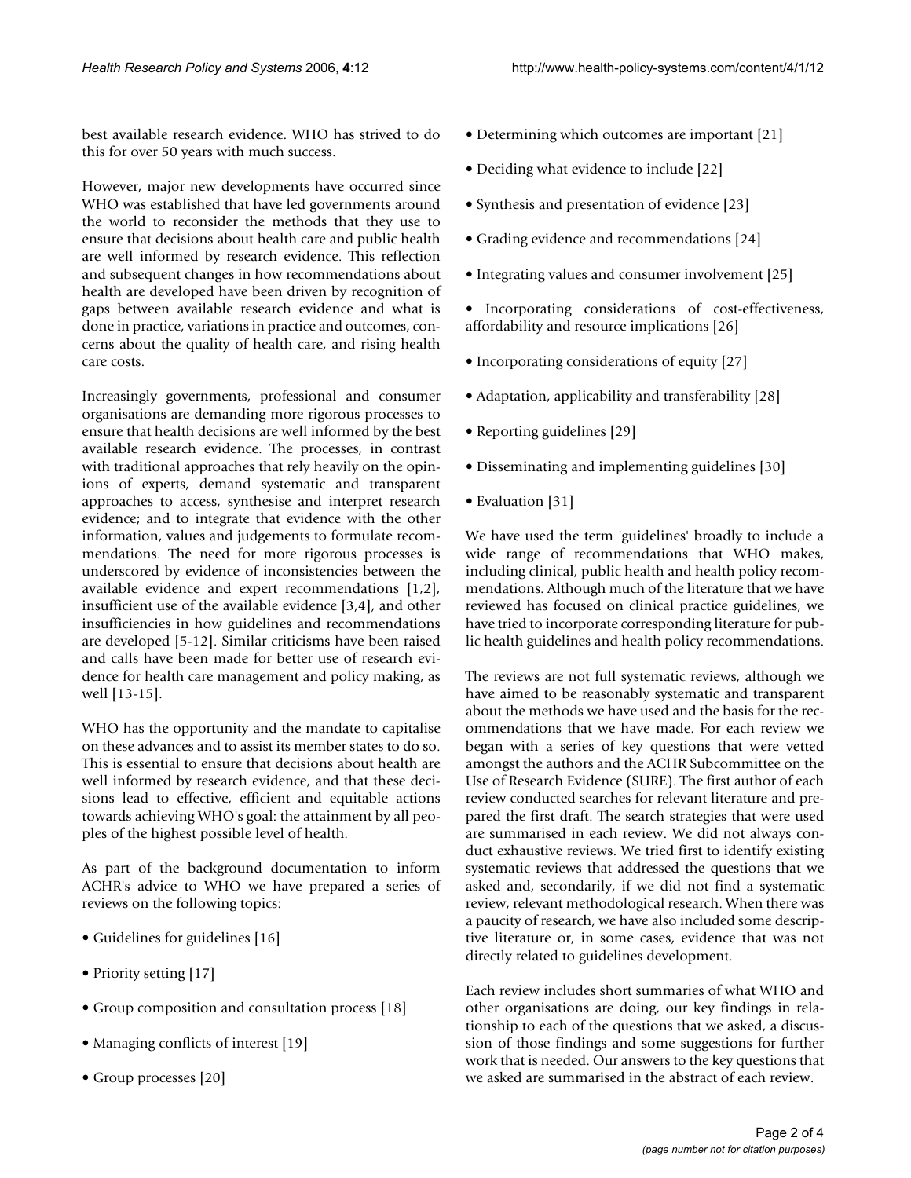best available research evidence. WHO has strived to do this for over 50 years with much success.

However, major new developments have occurred since WHO was established that have led governments around the world to reconsider the methods that they use to ensure that decisions about health care and public health are well informed by research evidence. This reflection and subsequent changes in how recommendations about health are developed have been driven by recognition of gaps between available research evidence and what is done in practice, variations in practice and outcomes, concerns about the quality of health care, and rising health care costs.

Increasingly governments, professional and consumer organisations are demanding more rigorous processes to ensure that health decisions are well informed by the best available research evidence. The processes, in contrast with traditional approaches that rely heavily on the opinions of experts, demand systematic and transparent approaches to access, synthesise and interpret research evidence; and to integrate that evidence with the other information, values and judgements to formulate recommendations. The need for more rigorous processes is underscored by evidence of inconsistencies between the available evidence and expert recommendations [1,2], insufficient use of the available evidence [3,4], and other insufficiencies in how guidelines and recommendations are developed [5-12]. Similar criticisms have been raised and calls have been made for better use of research evidence for health care management and policy making, as well [13-15].

WHO has the opportunity and the mandate to capitalise on these advances and to assist its member states to do so. This is essential to ensure that decisions about health are well informed by research evidence, and that these decisions lead to effective, efficient and equitable actions towards achieving WHO's goal: the attainment by all peoples of the highest possible level of health.

As part of the background documentation to inform ACHR's advice to WHO we have prepared a series of reviews on the following topics:

- Guidelines for guidelines [16]
- Priority setting [17]
- Group composition and consultation process [18]
- Managing conflicts of interest [19]
- Group processes [20]
- Determining which outcomes are important [21]
- Deciding what evidence to include [22]
- Synthesis and presentation of evidence [23]
- Grading evidence and recommendations [24]
- Integrating values and consumer involvement [25]
- Incorporating considerations of cost-effectiveness, affordability and resource implications [26]
- Incorporating considerations of equity [27]
- Adaptation, applicability and transferability [28]
- Reporting guidelines [29]
- Disseminating and implementing guidelines [30]
- Evaluation [31]

We have used the term 'guidelines' broadly to include a wide range of recommendations that WHO makes, including clinical, public health and health policy recommendations. Although much of the literature that we have reviewed has focused on clinical practice guidelines, we have tried to incorporate corresponding literature for public health guidelines and health policy recommendations.

The reviews are not full systematic reviews, although we have aimed to be reasonably systematic and transparent about the methods we have used and the basis for the recommendations that we have made. For each review we began with a series of key questions that were vetted amongst the authors and the ACHR Subcommittee on the Use of Research Evidence (SURE). The first author of each review conducted searches for relevant literature and prepared the first draft. The search strategies that were used are summarised in each review. We did not always conduct exhaustive reviews. We tried first to identify existing systematic reviews that addressed the questions that we asked and, secondarily, if we did not find a systematic review, relevant methodological research. When there was a paucity of research, we have also included some descriptive literature or, in some cases, evidence that was not directly related to guidelines development.

Each review includes short summaries of what WHO and other organisations are doing, our key findings in relationship to each of the questions that we asked, a discussion of those findings and some suggestions for further work that is needed. Our answers to the key questions that we asked are summarised in the abstract of each review.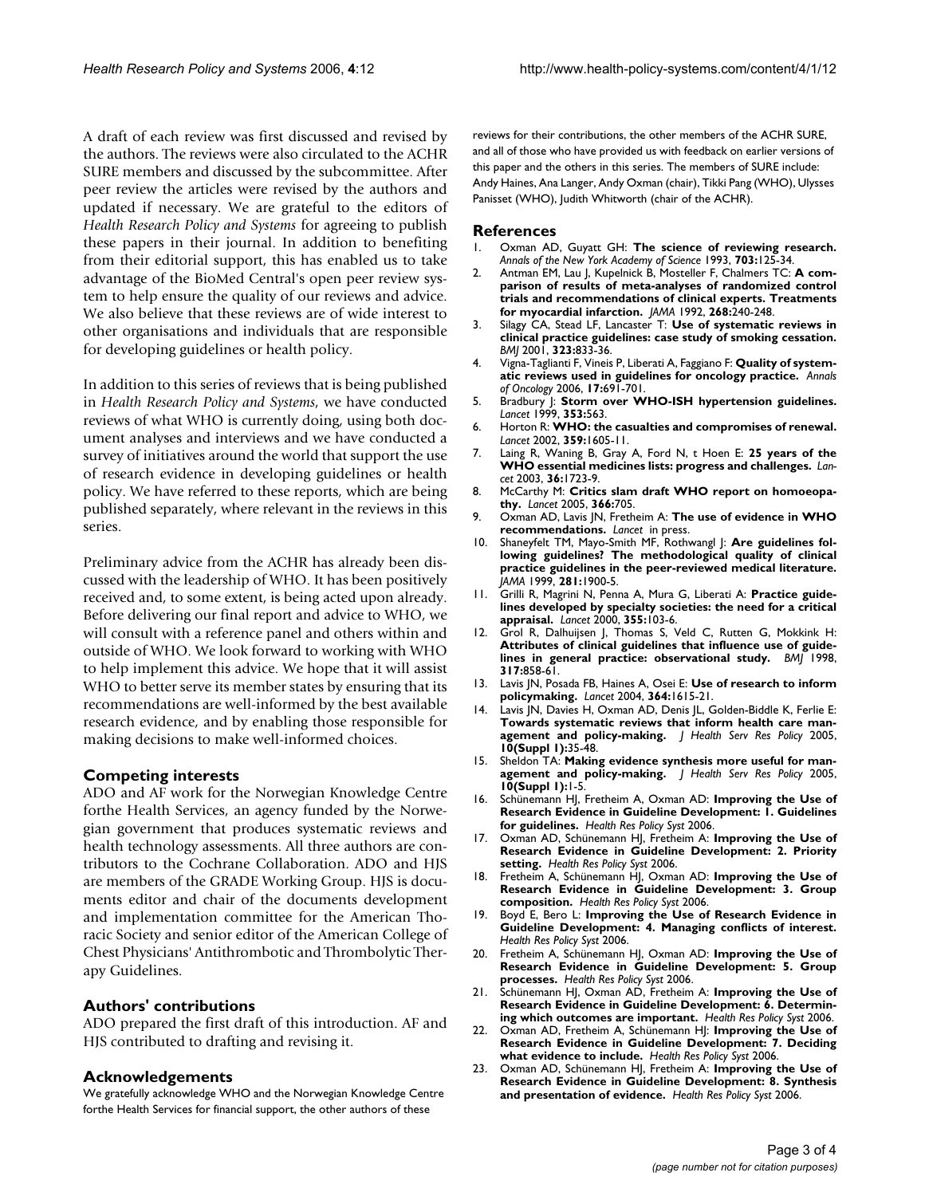A draft of each review was first discussed and revised by the authors. The reviews were also circulated to the ACHR SURE members and discussed by the subcommittee. After peer review the articles were revised by the authors and updated if necessary. We are grateful to the editors of *Health Research Policy and Systems* for agreeing to publish these papers in their journal. In addition to benefiting from their editorial support, this has enabled us to take advantage of the BioMed Central's open peer review system to help ensure the quality of our reviews and advice. We also believe that these reviews are of wide interest to other organisations and individuals that are responsible for developing guidelines or health policy.

In addition to this series of reviews that is being published in *Health Research Policy and Systems*, we have conducted reviews of what WHO is currently doing, using both document analyses and interviews and we have conducted a survey of initiatives around the world that support the use of research evidence in developing guidelines or health policy. We have referred to these reports, which are being published separately, where relevant in the reviews in this series.

Preliminary advice from the ACHR has already been discussed with the leadership of WHO. It has been positively received and, to some extent, is being acted upon already. Before delivering our final report and advice to WHO, we will consult with a reference panel and others within and outside of WHO. We look forward to working with WHO to help implement this advice. We hope that it will assist WHO to better serve its member states by ensuring that its recommendations are well-informed by the best available research evidence, and by enabling those responsible for making decisions to make well-informed choices.

## Competing interests

ADO and AF work for the Norwegian Knowledge Centre forthe Health Services, an agency funded by the Norwegian government that produces systematic reviews and health technology assessments. All three authors are contributors to the Cochrane Collaboration. ADO and HJS are members of the GRADE Working Group. HJS is documents editor and chair of the documents development and implementation committee for the American Thoracic Society and senior editor of the American College of Chest Physicians' Antithrombotic and Thrombolytic Therapy Guidelines.

## Authors' contributions

ADO prepared the first draft of this introduction. AF and HJS contributed to drafting and revising it.

## Acknowledgements

We gratefully acknowledge WHO and the Norwegian Knowledge Centre forthe Health Services for financial support, the other authors of these reviews for their contributions, the other members of the ACHR SURE, and all of those who have provided us with feedback on earlier versions of this paper and the others in this series. The members of SURE include: Andy Haines, Ana Langer, Andy Oxman (chair), Tikki Pang (WHO), Ulysses Panisset (WHO), Judith Whitworth (chair of the ACHR).

## References

1. Oxman AD, Guyatt GH: **The science of reviewing research.** *Annals of the New York Academy of Science* 1993, **703:**125-34.
2. Antman EM, Lau J, Kupelnick B, Mosteller F, Chalmers TC: **A comparison of results of meta-analyses of randomized control trials and recommendations of clinical experts. Treatments for myocardial infarction.** *JAMA* 1992, **268:**240-248.
3. Silagy CA, Stead LF, Lancaster T: **Use of systematic reviews in clinical practice guidelines: case study of smoking cessation.** *BMJ* 2001, **323:**833-36.
4. Vigna-Taglianti F, Vineis P, Liberati A, Faggiano F: **Quality of systematic reviews used in guidelines for oncology practice.** *Annals of Oncology* 2006, **17:**691-701.
5. Bradbury J: **Storm over WHO-ISH hypertension guidelines.** *Lancet* 1999, **353:**563.
6. Horton R: **WHO: the casualties and compromises of renewal.** *Lancet* 2002, **359:**1605-11.
7. Laing R, Waning B, Gray A, Ford N, t Hoen E: **25 years of the WHO essential medicines lists: progress and challenges.** *Lancet* 2003, **36:**1723-9.
8. McCarthy M: **Critics slam draft WHO report on homoeopathy.** *Lancet* 2005, **366:**705.
9. Oxman AD, Lavis JN, Fretheim A: **The use of evidence in WHO recommendations.** *Lancet* in press.
10. Shaneyfelt TM, Mayo-Smith MF, Rothwangl J: **Are guidelines following guidelines? The methodological quality of clinical practice guidelines in the peer-reviewed medical literature.** *JAMA* 1999, **281:**1900-5.
11. Grilli R, Magrini N, Penna A, Mura G, Liberati A: **Practice guidelines developed by specialty societies: the need for a critical appraisal.** *Lancet* 2000, **355:**103-6.
12. Grol R, Dalhuijsen J, Thomas S, Veld C, Rutten G, Mokkink H: **Attributes of clinical guidelines that influence use of guidelines in general practice: observational study.** *BMJ* 1998, **317:**858-61.
13. Lavis JN, Posada FB, Haines A, Osei E: **Use of research to inform policymaking.** *Lancet* 2004, **364:**1615-21.
14. Lavis JN, Davies H, Oxman AD, Denis JL, Golden-Biddle K, Ferlie E: **Towards systematic reviews that inform health care management and policy-making.** *J Health Serv Res Policy* 2005, **10(Suppl 1):**35-48.
15. Sheldon TA: **Making evidence synthesis more useful for management and policy-making.** *J Health Serv Res Policy* 2005, **10(Suppl 1):**1-5.
16. Schünemann HJ, Fretheim A, Oxman AD: **Improving the Use of Research Evidence in Guideline Development: 1. Guidelines for guidelines.** *Health Res Policy Syst* 2006.
17. Oxman AD, Schünemann HJ, Fretheim A: **Improving the Use of Research Evidence in Guideline Development: 2. Priority setting.** *Health Res Policy Syst* 2006.
18. Fretheim A, Schünemann HJ, Oxman AD: **Improving the Use of Research Evidence in Guideline Development: 3. Group composition.** *Health Res Policy Syst* 2006.
19. Boyd E, Bero L: **Improving the Use of Research Evidence in Guideline Development: 4. Managing conflicts of interest.** *Health Res Policy Syst* 2006.
20. Fretheim A, Schünemann HJ, Oxman AD: **Improving the Use of Research Evidence in Guideline Development: 5. Group processes.** *Health Res Policy Syst* 2006.
21. Schünemann HJ, Oxman AD, Fretheim A: **Improving the Use of Research Evidence in Guideline Development: 6. Determining which outcomes are important.** *Health Res Policy Syst* 2006.
22. Oxman AD, Fretheim A, Schünemann HJ: **Improving the Use of Research Evidence in Guideline Development: 7. Deciding what evidence to include.** *Health Res Policy Syst* 2006.
23. Oxman AD, Schünemann HJ, Fretheim A: **Improving the Use of Research Evidence in Guideline Development: 8. Synthesis and presentation of evidence.** *Health Res Policy Syst* 2006.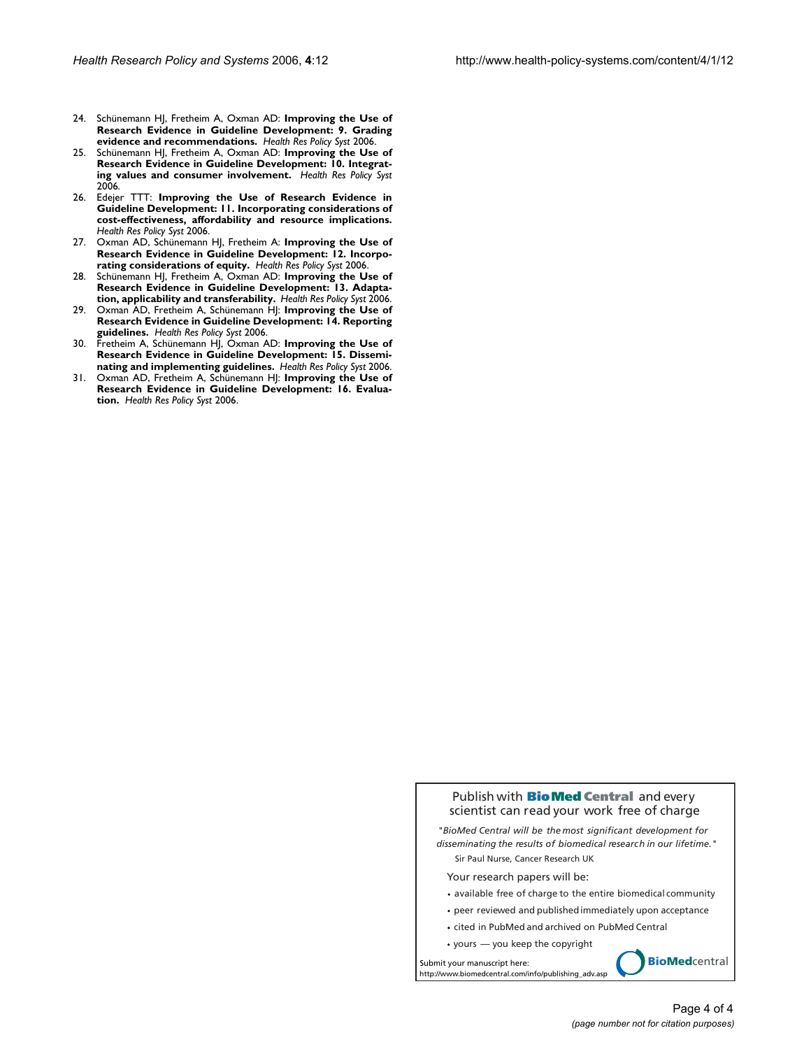24. Schünemann HJ, Fretheim A, Oxman AD: **Improving the Use of Research Evidence in Guideline Development: 9. Grading evidence and recommendations.** *Health Res Policy Syst* 2006.
25. Schünemann HJ, Fretheim A, Oxman AD: **Improving the Use of Research Evidence in Guideline Development: 10. Integrating values and consumer involvement.** *Health Res Policy Syst* 2006.
26. Edejer TTT: **Improving the Use of Research Evidence in Guideline Development: 11. Incorporating considerations of cost-effectiveness, affordability and resource implications.** *Health Res Policy Syst* 2006.
27. Oxman AD, Schünemann HJ, Fretheim A: **Improving the Use of Research Evidence in Guideline Development: 12. Incorporating considerations of equity.** *Health Res Policy Syst* 2006.
28. Schünemann HJ, Fretheim A, Oxman AD: **Improving the Use of Research Evidence in Guideline Development: 13. Adaptation, applicability and transferability.** *Health Res Policy Syst* 2006.
29. Oxman AD, Fretheim A, Schünemann HJ: **Improving the Use of Research Evidence in Guideline Development: 14. Reporting guidelines.** *Health Res Policy Syst* 2006.
30. Fretheim A, Schünemann HJ, Oxman AD: **Improving the Use of Research Evidence in Guideline Development: 15. Disseminating and implementing guidelines.** *Health Res Policy Syst* 2006.
31. Oxman AD, Fretheim A, Schünemann HJ: **Improving the Use of Research Evidence in Guideline Development: 16. Evaluation.** *Health Res Policy Syst* 2006.

Publish with **BioMed Central** and every scientist can read your work free of charge

*"BioMed Central will be the most significant development for disseminating the results of biomedical research in our lifetime."*

Sir Paul Nurse, Cancer Research UK

Your research papers will be:

- available free of charge to the entire biomedical community
- peer reviewed and published immediately upon acceptance
- cited in PubMed and archived on PubMed Central
- yours — you keep the copyright

Submit your manuscript here:
http://www.biomedcentral.com/info/publishing_adv.asp

**BioMed**central